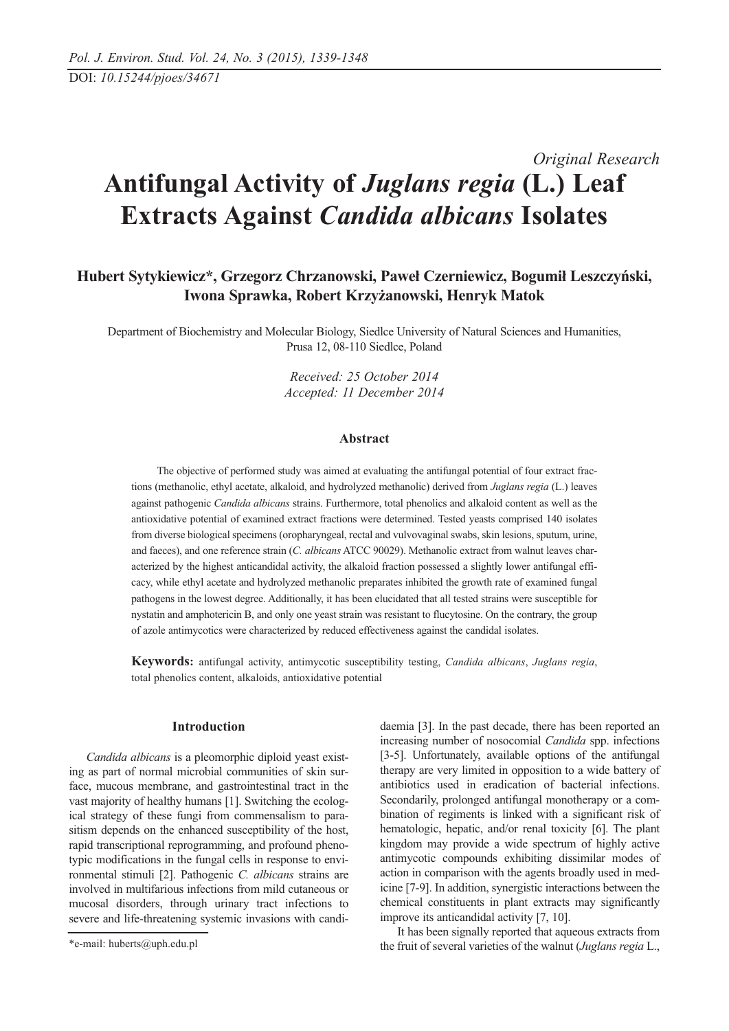DOI: *10.15244/pjoes/34671*

*Original Research*

# Antifungal Activity of *Juglans regia* (L.) Leaf Extracts Against *Candida albicans* Isolates

**Hubert Sytykiewicz\*, Grzegorz Chrzanowski, Paweł Czerniewicz, Bogumił Leszczyński, Iwona Sprawka, Robert Krzyżanowski, Henryk Matok**

Department of Biochemistry and Molecular Biology, Siedlce University of Natural Sciences and Humanities, Prusa 12, 08-110 Siedlce, Poland

*Received: 25 October 2014*
*Accepted: 11 December 2014*

### Abstract

The objective of performed study was aimed at evaluating the antifungal potential of four extract fractions (methanolic, ethyl acetate, alkaloid, and hydrolyzed methanolic) derived from *Juglans regia* (L.) leaves against pathogenic *Candida albicans* strains. Furthermore, total phenolics and alkaloid content as well as the antioxidative potential of examined extract fractions were determined. Tested yeasts comprised 140 isolates from diverse biological specimens (oropharyngeal, rectal and vulvovaginal swabs, skin lesions, sputum, urine, and faeces), and one reference strain (*C. albicans* ATCC 90029). Methanolic extract from walnut leaves characterized by the highest anticandidal activity, the alkaloid fraction possessed a slightly lower antifungal efficacy, while ethyl acetate and hydrolyzed methanolic preparates inhibited the growth rate of examined fungal pathogens in the lowest degree. Additionally, it has been elucidated that all tested strains were susceptible for nystatin and amphotericin B, and only one yeast strain was resistant to flucytosine. On the contrary, the group of azole antimycotics were characterized by reduced effectiveness against the candidal isolates.

**Keywords:** antifungal activity, antimycotic susceptibility testing, *Candida albicans*, *Juglans regia*, total phenolics content, alkaloids, antioxidative potential

## Introduction

*Candida albicans* is a pleomorphic diploid yeast existing as part of normal microbial communities of skin surface, mucous membrane, and gastrointestinal tract in the vast majority of healthy humans [1]. Switching the ecological strategy of these fungi from commensalism to parasitism depends on the enhanced susceptibility of the host, rapid transcriptional reprogramming, and profound phenotypic modifications in the fungal cells in response to environmental stimuli [2]. Pathogenic *C. albicans* strains are involved in multifarious infections from mild cutaneous or mucosal disorders, through urinary tract infections to severe and life-threatening systemic invasions with candidaemia [3]. In the past decade, there has been reported an increasing number of nosocomial *Candida* spp. infections [3-5]. Unfortunately, available options of the antifungal therapy are very limited in opposition to a wide battery of antibiotics used in eradication of bacterial infections. Secondarily, prolonged antifungal monotherapy or a combination of regiments is linked with a significant risk of hematologic, hepatic, and/or renal toxicity [6]. The plant kingdom may provide a wide spectrum of highly active antimycotic compounds exhibiting dissimilar modes of action in comparison with the agents broadly used in medicine [7-9]. In addition, synergistic interactions between the chemical constituents in plant extracts may significantly improve its anticandidal activity [7, 10].

It has been signally reported that aqueous extracts from the fruit of several varieties of the walnut (*Juglans regia* L.,

\*e-mail: huberts@uph.edu.pl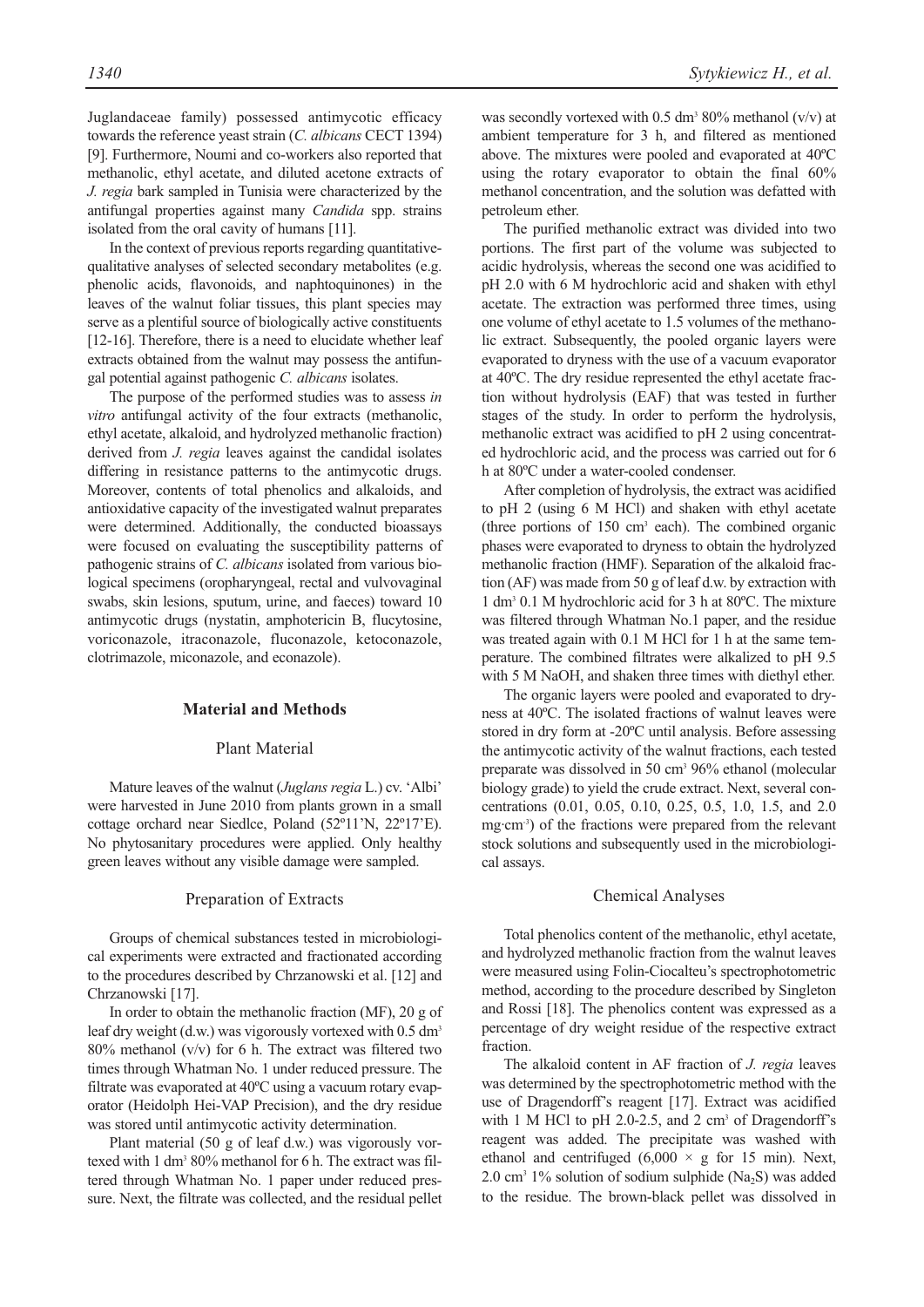Juglandaceae family) possessed antimycotic efficacy towards the reference yeast strain (*C. albicans* CECT 1394) [9]. Furthermore, Noumi and co-workers also reported that methanolic, ethyl acetate, and diluted acetone extracts of *J. regia* bark sampled in Tunisia were characterized by the antifungal properties against many *Candida* spp. strains isolated from the oral cavity of humans [11].

In the context of previous reports regarding quantitative-qualitative analyses of selected secondary metabolites (e.g. phenolic acids, flavonoids, and naphtoquinones) in the leaves of the walnut foliar tissues, this plant species may serve as a plentiful source of biologically active constituents [12-16]. Therefore, there is a need to elucidate whether leaf extracts obtained from the walnut may possess the antifungal potential against pathogenic *C. albicans* isolates.

The purpose of the performed studies was to assess *in vitro* antifungal activity of the four extracts (methanolic, ethyl acetate, alkaloid, and hydrolyzed methanolic fraction) derived from *J. regia* leaves against the candidal isolates differing in resistance patterns to the antimycotic drugs. Moreover, contents of total phenolics and alkaloids, and antioxidative capacity of the investigated walnut preparates were determined. Additionally, the conducted bioassays were focused on evaluating the susceptibility patterns of pathogenic strains of *C. albicans* isolated from various biological specimens (oropharyngeal, rectal and vulvovaginal swabs, skin lesions, sputum, urine, and faeces) toward 10 antimycotic drugs (nystatin, amphotericin B, flucytosine, voriconazole, itraconazole, fluconazole, ketoconazole, clotrimazole, miconazole, and econazole).

## Material and Methods

### Plant Material

Mature leaves of the walnut (*Juglans regia* L.) cv. 'Albi' were harvested in June 2010 from plants grown in a small cottage orchard near Siedlce, Poland (52º11'N, 22º17'E). No phytosanitary procedures were applied. Only healthy green leaves without any visible damage were sampled.

### Preparation of Extracts

Groups of chemical substances tested in microbiological experiments were extracted and fractionated according to the procedures described by Chrzanowski et al. [12] and Chrzanowski [17].

In order to obtain the methanolic fraction (MF), 20 g of leaf dry weight (d.w.) was vigorously vortexed with 0.5 $dm^3$ 80% methanol (v/v) for 6 h. The extract was filtered two times through Whatman No. 1 under reduced pressure. The filtrate was evaporated at 40ºC using a vacuum rotary evaporator (Heidolph Hei-VAP Precision), and the dry residue was stored until antimycotic activity determination.

Plant material (50 g of leaf d.w.) was vigorously vortexed with 1 $dm^3$ 80% methanol for 6 h. The extract was filtered through Whatman No. 1 paper under reduced pressure. Next, the filtrate was collected, and the residual pellet was secondly vortexed with 0.5 $dm^3$ 80% methanol (v/v) at ambient temperature for 3 h, and filtered as mentioned above. The mixtures were pooled and evaporated at 40ºC using the rotary evaporator to obtain the final 60% methanol concentration, and the solution was defatted with petroleum ether.

The purified methanolic extract was divided into two portions. The first part of the volume was subjected to acidic hydrolysis, whereas the second one was acidified to pH 2.0 with 6 M hydrochloric acid and shaken with ethyl acetate. The extraction was performed three times, using one volume of ethyl acetate to 1.5 volumes of the methanolic extract. Subsequently, the pooled organic layers were evaporated to dryness with the use of a vacuum evaporator at 40ºC. The dry residue represented the ethyl acetate fraction without hydrolysis (EAF) that was tested in further stages of the study. In order to perform the hydrolysis, methanolic extract was acidified to pH 2 using concentrated hydrochloric acid, and the process was carried out for 6 h at 80ºC under a water-cooled condenser.

After completion of hydrolysis, the extract was acidified to pH 2 (using 6 M HCl) and shaken with ethyl acetate (three portions of 150 $cm^3$ each). The combined organic phases were evaporated to dryness to obtain the hydrolyzed methanolic fraction (HMF). Separation of the alkaloid fraction (AF) was made from 50 g of leaf d.w. by extraction with 1 $dm^3$ 0.1 M hydrochloric acid for 3 h at 80ºC. The mixture was filtered through Whatman No.1 paper, and the residue was treated again with 0.1 M HCl for 1 h at the same temperature. The combined filtrates were alkalized to pH 9.5 with 5 M NaOH, and shaken three times with diethyl ether.

The organic layers were pooled and evaporated to dryness at 40ºC. The isolated fractions of walnut leaves were stored in dry form at -20ºC until analysis. Before assessing the antimycotic activity of the walnut fractions, each tested preparate was dissolved in 50 $cm^3$ 96% ethanol (molecular biology grade) to yield the crude extract. Next, several concentrations (0.01, 0.05, 0.10, 0.25, 0.5, 1.0, 1.5, and 2.0 $mg \cdot cm^{-3}$) of the fractions were prepared from the relevant stock solutions and subsequently used in the microbiological assays.

### Chemical Analyses

Total phenolics content of the methanolic, ethyl acetate, and hydrolyzed methanolic fraction from the walnut leaves were measured using Folin-Ciocalteu's spectrophotometric method, according to the procedure described by Singleton and Rossi [18]. The phenolics content was expressed as a percentage of dry weight residue of the respective extract fraction.

The alkaloid content in AF fraction of *J. regia* leaves was determined by the spectrophotometric method with the use of Dragendorff's reagent [17]. Extract was acidified with 1 M HCl to pH 2.0-2.5, and 2 $cm^3$ of Dragendorff's reagent was added. The precipitate was washed with ethanol and centrifuged ($6,000 \times g$ for 15 min). Next, 2.0 $cm^3$ 1% solution of sodium sulphide ($Na_2S$) was added to the residue. The brown-black pellet was dissolved in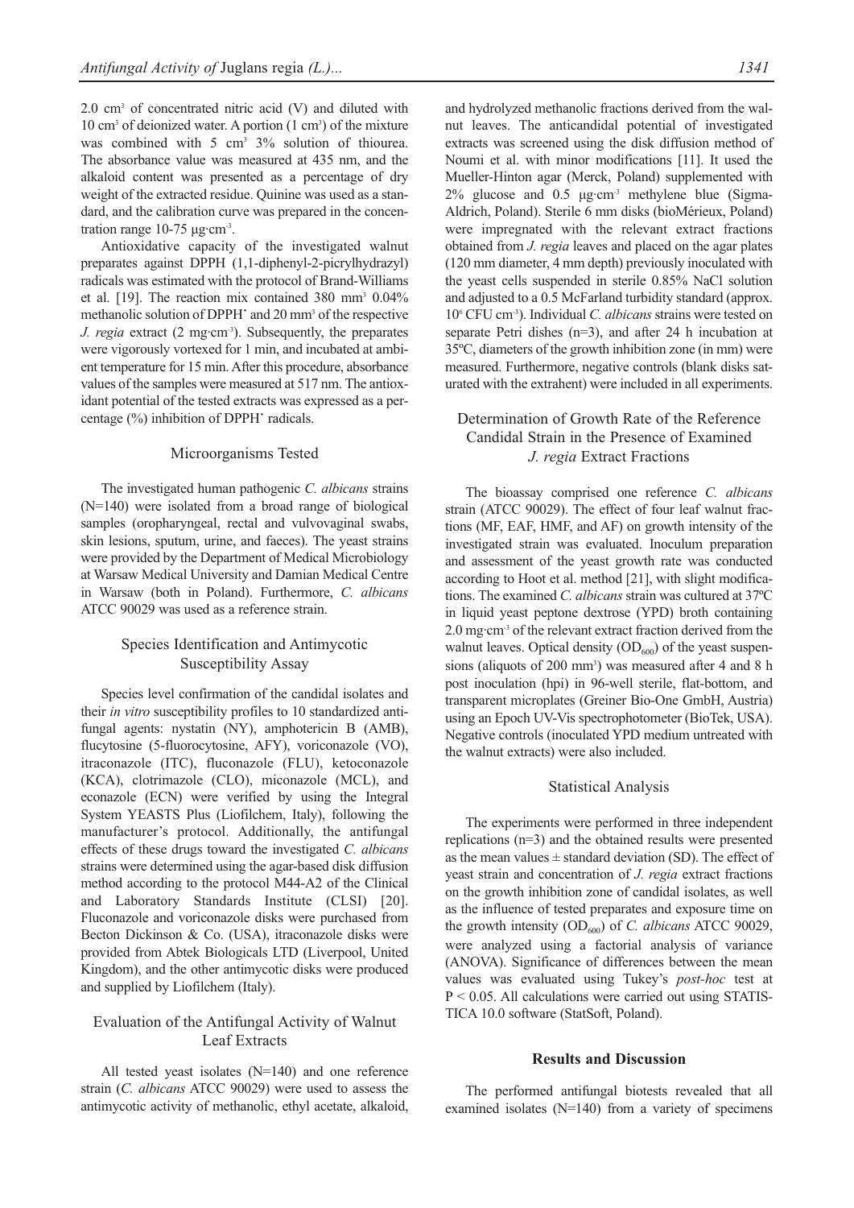2.0 $cm^3$ of concentrated nitric acid (V) and diluted with 10 $cm^3$ of deionized water. A portion (1 $cm^3$) of the mixture was combined with 5 $cm^3$ 3% solution of thiourea. The absorbance value was measured at 435 nm, and the alkaloid content was presented as a percentage of dry weight of the extracted residue. Quinine was used as a standard, and the calibration curve was prepared in the concentration range 10-75 μg·$cm^{-3}$.

Antioxidative capacity of the investigated walnut preparates against DPPH (1,1-diphenyl-2-picrylhydrazyl) radicals was estimated with the protocol of Brand-Williams et al. [19]. The reaction mix contained 380 $mm^3$ 0.04% methanolic solution of DPPH$^{\bullet}$ and 20 $mm^3$ of the respective *J. regia* extract (2 mg·$cm^{-3}$). Subsequently, the preparates were vigorously vortexed for 1 min, and incubated at ambient temperature for 15 min. After this procedure, absorbance values of the samples were measured at 517 nm. The antioxidant potential of the tested extracts was expressed as a percentage (%) inhibition of DPPH$^{\bullet}$ radicals.

## Microorganisms Tested

The investigated human pathogenic *C. albicans* strains (N=140) were isolated from a broad range of biological samples (oropharyngeal, rectal and vulvovaginal swabs, skin lesions, sputum, urine, and faeces). The yeast strains were provided by the Department of Medical Microbiology at Warsaw Medical University and Damian Medical Centre in Warsaw (both in Poland). Furthermore, *C. albicans* ATCC 90029 was used as a reference strain.

## Species Identification and Antimycotic Susceptibility Assay

Species level confirmation of the candidal isolates and their *in vitro* susceptibility profiles to 10 standardized antifungal agents: nystatin (NY), amphotericin B (AMB), flucytosine (5-fluorocytosine, AFY), voriconazole (VO), itraconazole (ITC), fluconazole (FLU), ketoconazole (KCA), clotrimazole (CLO), miconazole (MCL), and econazole (ECN) were verified by using the Integral System YEASTS Plus (Liofilchem, Italy), following the manufacturer's protocol. Additionally, the antifungal effects of these drugs toward the investigated *C. albicans* strains were determined using the agar-based disk diffusion method according to the protocol M44-A2 of the Clinical and Laboratory Standards Institute (CLSI) [20]. Fluconazole and voriconazole disks were purchased from Becton Dickinson & Co. (USA), itraconazole disks were provided from Abtek Biologicals LTD (Liverpool, United Kingdom), and the other antimycotic disks were produced and supplied by Liofilchem (Italy).

## Evaluation of the Antifungal Activity of Walnut Leaf Extracts

All tested yeast isolates (N=140) and one reference strain (*C. albicans* ATCC 90029) were used to assess the antimycotic activity of methanolic, ethyl acetate, alkaloid, and hydrolyzed methanolic fractions derived from the walnut leaves. The anticandidal potential of investigated extracts was screened using the disk diffusion method of Noumi et al. with minor modifications [11]. It used the Mueller-Hinton agar (Merck, Poland) supplemented with 2% glucose and 0.5 μg·$cm^{-3}$ methylene blue (Sigma-Aldrich, Poland). Sterile 6 mm disks (bioMérieux, Poland) were impregnated with the relevant extract fractions obtained from *J. regia* leaves and placed on the agar plates (120 mm diameter, 4 mm depth) previously inoculated with the yeast cells suspended in sterile 0.85% NaCl solution and adjusted to a 0.5 McFarland turbidity standard (approx. $10^6$ CFU $cm^{-3}$). Individual *C. albicans* strains were tested on separate Petri dishes (n=3), and after 24 h incubation at 35ºC, diameters of the growth inhibition zone (in mm) were measured. Furthermore, negative controls (blank disks saturated with the extrahent) were included in all experiments.

## Determination of Growth Rate of the Reference Candidal Strain in the Presence of Examined *J. regia* Extract Fractions

The bioassay comprised one reference *C. albicans* strain (ATCC 90029). The effect of four leaf walnut fractions (MF, EAF, HMF, and AF) on growth intensity of the investigated strain was evaluated. Inoculum preparation and assessment of the yeast growth rate was conducted according to Hoot et al. method [21], with slight modifications. The examined *C. albicans* strain was cultured at 37ºC in liquid yeast peptone dextrose (YPD) broth containing 2.0 mg·$cm^{-3}$ of the relevant extract fraction derived from the walnut leaves. Optical density ($OD_{600}$) of the yeast suspensions (aliquots of 200 $mm^3$) was measured after 4 and 8 h post inoculation (hpi) in 96-well sterile, flat-bottom, and transparent microplates (Greiner Bio-One GmbH, Austria) using an Epoch UV-Vis spectrophotometer (BioTek, USA). Negative controls (inoculated YPD medium untreated with the walnut extracts) were also included.

## Statistical Analysis

The experiments were performed in three independent replications (n=3) and the obtained results were presented as the mean values ± standard deviation (SD). The effect of yeast strain and concentration of *J. regia* extract fractions on the growth inhibition zone of candidal isolates, as well as the influence of tested preparates and exposure time on the growth intensity ($OD_{600}$) of *C. albicans* ATCC 90029, were analyzed using a factorial analysis of variance (ANOVA). Significance of differences between the mean values was evaluated using Tukey's *post-hoc* test at $P < 0.05$. All calculations were carried out using STATISTICA 10.0 software (StatSoft, Poland).

## Results and Discussion

The performed antifungal biotests revealed that all examined isolates (N=140) from a variety of specimens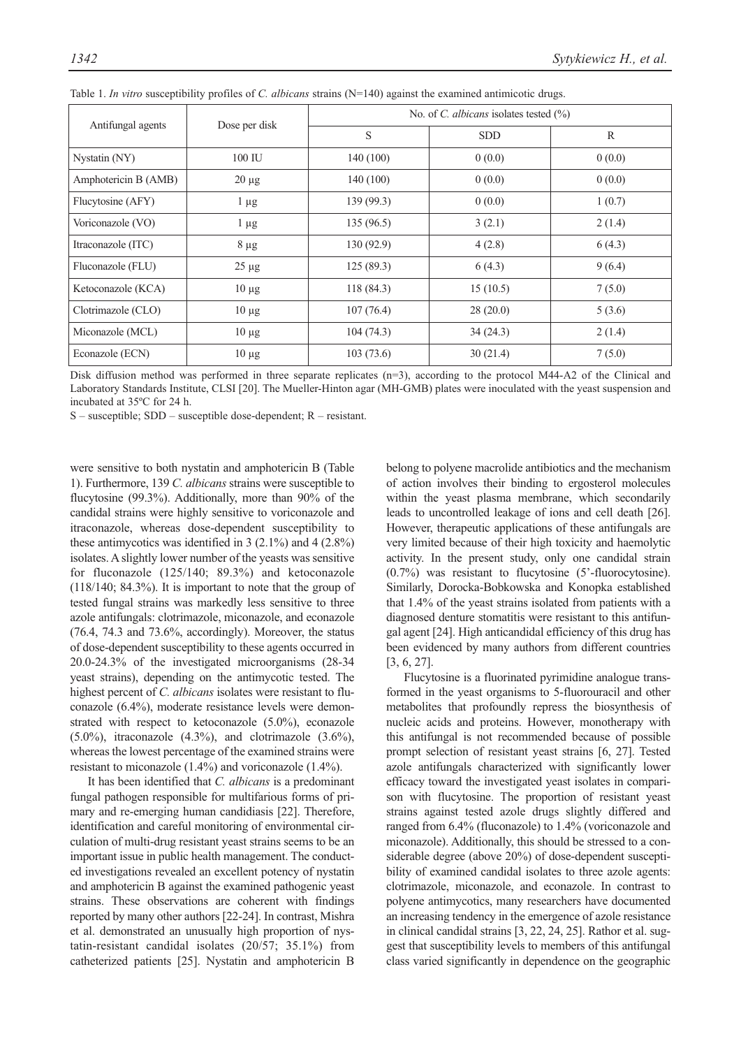Table 1. *In vitro* susceptibility profiles of *C. albicans* strains (N=140) against the examined antimicotic drugs.

| Antifungal agents | Dose per disk | No. of *C. albicans* isolates tested (%) | | |
|---|---|---|---|---|
| | | S | SDD | R |
| Nystatin (NY) | 100 IU | 140 (100) | 0 (0.0) | 0 (0.0) |
| Amphotericin B (AMB) | 20 μg | 140 (100) | 0 (0.0) | 0 (0.0) |
| Flucytosine (AFY) | 1 μg | 139 (99.3) | 0 (0.0) | 1 (0.7) |
| Voriconazole (VO) | 1 μg | 135 (96.5) | 3 (2.1) | 2 (1.4) |
| Itraconazole (ITC) | 8 μg | 130 (92.9) | 4 (2.8) | 6 (4.3) |
| Fluconazole (FLU) | 25 μg | 125 (89.3) | 6 (4.3) | 9 (6.4) |
| Ketoconazole (KCA) | 10 μg | 118 (84.3) | 15 (10.5) | 7 (5.0) |
| Clotrimazole (CLO) | 10 μg | 107 (76.4) | 28 (20.0) | 5 (3.6) |
| Miconazole (MCL) | 10 μg | 104 (74.3) | 34 (24.3) | 2 (1.4) |
| Econazole (ECN) | 10 μg | 103 (73.6) | 30 (21.4) | 7 (5.0) |

Disk diffusion method was performed in three separate replicates (n=3), according to the protocol M44-A2 of the Clinical and Laboratory Standards Institute, CLSI [20]. The Mueller-Hinton agar (MH-GMB) plates were inoculated with the yeast suspension and incubated at 35ºC for 24 h.

S – susceptible; SDD – susceptible dose-dependent; R – resistant.

were sensitive to both nystatin and amphotericin B (Table 1). Furthermore, 139 *C. albicans* strains were susceptible to flucytosine (99.3%). Additionally, more than 90% of the candidal strains were highly sensitive to voriconazole and itraconazole, whereas dose-dependent susceptibility to these antimycotics was identified in 3 (2.1%) and 4 (2.8%) isolates. A slightly lower number of the yeasts was sensitive for fluconazole (125/140; 89.3%) and ketoconazole (118/140; 84.3%). It is important to note that the group of tested fungal strains was markedly less sensitive to three azole antifungals: clotrimazole, miconazole, and econazole (76.4, 74.3 and 73.6%, accordingly). Moreover, the status of dose-dependent susceptibility to these agents occurred in 20.0-24.3% of the investigated microorganisms (28-34 yeast strains), depending on the antimycotic tested. The highest percent of *C. albicans* isolates were resistant to fluconazole (6.4%), moderate resistance levels were demonstrated with respect to ketoconazole (5.0%), econazole (5.0%), itraconazole (4.3%), and clotrimazole (3.6%), whereas the lowest percentage of the examined strains were resistant to miconazole (1.4%) and voriconazole (1.4%).

It has been identified that *C. albicans* is a predominant fungal pathogen responsible for multifarious forms of primary and re-emerging human candidiasis [22]. Therefore, identification and careful monitoring of environmental circulation of multi-drug resistant yeast strains seems to be an important issue in public health management. The conducted investigations revealed an excellent potency of nystatin and amphotericin B against the examined pathogenic yeast strains. These observations are coherent with findings reported by many other authors [22-24]. In contrast, Mishra et al. demonstrated an unusually high proportion of nystatin-resistant candidal isolates (20/57; 35.1%) from catheterized patients [25]. Nystatin and amphotericin B belong to polyene macrolide antibiotics and the mechanism of action involves their binding to ergosterol molecules within the yeast plasma membrane, which secondarily leads to uncontrolled leakage of ions and cell death [26]. However, therapeutic applications of these antifungals are very limited because of their high toxicity and haemolytic activity. In the present study, only one candidal strain (0.7%) was resistant to flucytosine (5'-fluorocytosine). Similarly, Dorocka-Bobkowska and Konopka established that 1.4% of the yeast strains isolated from patients with a diagnosed denture stomatitis were resistant to this antifungal agent [24]. High anticandidal efficiency of this drug has been evidenced by many authors from different countries [3, 6, 27].

Flucytosine is a fluorinated pyrimidine analogue transformed in the yeast organisms to 5-fluorouracil and other metabolites that profoundly repress the biosynthesis of nucleic acids and proteins. However, monotherapy with this antifungal is not recommended because of possible prompt selection of resistant yeast strains [6, 27]. Tested azole antifungals characterized with significantly lower efficacy toward the investigated yeast isolates in comparison with flucytosine. The proportion of resistant yeast strains against tested azole drugs slightly differed and ranged from 6.4% (fluconazole) to 1.4% (voriconazole and miconazole). Additionally, this should be stressed to a considerable degree (above 20%) of dose-dependent susceptibility of examined candidal isolates to three azole agents: clotrimazole, miconazole, and econazole. In contrast to polyene antimycotics, many researchers have documented an increasing tendency in the emergence of azole resistance in clinical candidal strains [3, 22, 24, 25]. Rathor et al. suggest that susceptibility levels to members of this antifungal class varied significantly in dependence on the geographic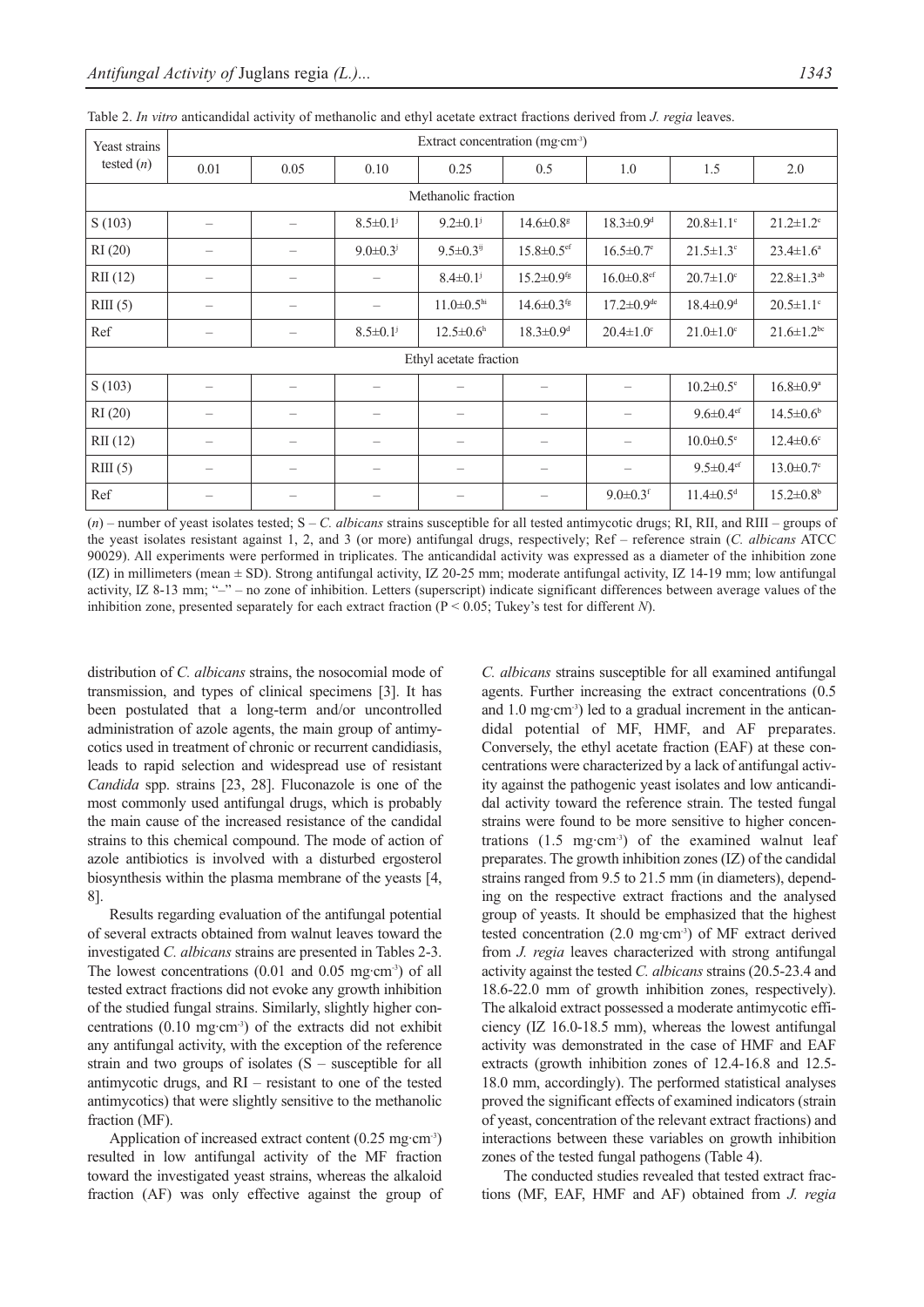Table 2. *In vitro* anticandidal activity of methanolic and ethyl acetate extract fractions derived from *J. regia* leaves.

| Yeast strains tested (*n*) | Extract concentration (mg·cm$^{-3}$) | | | | | | | |
|---|---|---|---|---|---|---|---|---|
| | 0.01 | 0.05 | 0.10 | 0.25 | 0.5 | 1.0 | 1.5 | 2.0 |
| | Methanolic fraction | | | | | | | |
| S (103) | – | – | 8.5±0.1$^{j}$ | 9.2±0.1$^{j}$ | 14.6±0.8$^{g}$ | 18.3±0.9$^{d}$ | 20.8±1.1$^{c}$ | 21.2±1.2$^{c}$ |
| RI (20) | – | – | 9.0±0.3$^{j}$ | 9.5±0.3$^{ij}$ | 15.8±0.5$^{ef}$ | 16.5±0.7$^{e}$ | 21.5±1.3$^{c}$ | 23.4±1.6$^{a}$ |
| RII (12) | – | – | – | 8.4±0.1$^{j}$ | 15.2±0.9$^{fg}$ | 16.0±0.8$^{ef}$ | 20.7±1.0$^{c}$ | 22.8±1.3$^{ab}$ |
| RIII (5) | – | – | – | 11.0±0.5$^{hi}$ | 14.6±0.3$^{fg}$ | 17.2±0.9$^{de}$ | 18.4±0.9$^{d}$ | 20.5±1.1$^{c}$ |
| Ref | – | – | 8.5±0.1$^{j}$ | 12.5±0.6$^{h}$ | 18.3±0.9$^{d}$ | 20.4±1.0$^{c}$ | 21.0±1.0$^{c}$ | 21.6±1.2$^{bc}$ |
| | Ethyl acetate fraction | | | | | | | |
| S (103) | – | – | – | – | – | – | 10.2±0.5$^{e}$ | 16.8±0.9$^{a}$ |
| RI (20) | – | – | – | – | – | – | 9.6±0.4$^{ef}$ | 14.5±0.6$^{b}$ |
| RII (12) | – | – | – | – | – | – | 10.0±0.5$^{e}$ | 12.4±0.6$^{c}$ |
| RIII (5) | – | – | – | – | – | – | 9.5±0.4$^{ef}$ | 13.0±0.7$^{c}$ |
| Ref | – | – | – | – | – | 9.0±0.3$^{f}$ | 11.4±0.5$^{d}$ | 15.2±0.8$^{b}$ |

(*n*) – number of yeast isolates tested; S – *C. albicans* strains susceptible for all tested antimycotic drugs; RI, RII, and RIII – groups of the yeast isolates resistant against 1, 2, and 3 (or more) antifungal drugs, respectively; Ref – reference strain (*C. albicans* ATCC 90029). All experiments were performed in triplicates. The anticandidal activity was expressed as a diameter of the inhibition zone (IZ) in millimeters (mean ± SD). Strong antifungal activity, IZ 20-25 mm; moderate antifungal activity, IZ 14-19 mm; low antifungal activity, IZ 8-13 mm; "–" – no zone of inhibition. Letters (superscript) indicate significant differences between average values of the inhibition zone, presented separately for each extract fraction ($P < 0.05$; Tukey's test for different *N*).

distribution of *C. albicans* strains, the nosocomial mode of transmission, and types of clinical specimens [3]. It has been postulated that a long-term and/or uncontrolled administration of azole agents, the main group of antimycotics used in treatment of chronic or recurrent candidiasis, leads to rapid selection and widespread use of resistant *Candida* spp. strains [23, 28]. Fluconazole is one of the most commonly used antifungal drugs, which is probably the main cause of the increased resistance of the candidal strains to this chemical compound. The mode of action of azole antibiotics is involved with a disturbed ergosterol biosynthesis within the plasma membrane of the yeasts [4, 8].

Results regarding evaluation of the antifungal potential of several extracts obtained from walnut leaves toward the investigated *C. albicans* strains are presented in Tables 2-3. The lowest concentrations (0.01 and 0.05 mg·cm$^{-3}$) of all tested extract fractions did not evoke any growth inhibition of the studied fungal strains. Similarly, slightly higher concentrations (0.10 mg·cm$^{-3}$) of the extracts did not exhibit any antifungal activity, with the exception of the reference strain and two groups of isolates (S – susceptible for all antimycotic drugs, and RI – resistant to one of the tested antimycotics) that were slightly sensitive to the methanolic fraction (MF).

Application of increased extract content (0.25 mg·cm$^{-3}$) resulted in low antifungal activity of the MF fraction toward the investigated yeast strains, whereas the alkaloid fraction (AF) was only effective against the group of *C. albicans* strains susceptible for all examined antifungal agents. Further increasing the extract concentrations (0.5 and 1.0 mg·cm$^{-3}$) led to a gradual increment in the anticandidal potential of MF, HMF, and AF preparates. Conversely, the ethyl acetate fraction (EAF) at these concentrations were characterized by a lack of antifungal activity against the pathogenic yeast isolates and low anticandidal activity toward the reference strain. The tested fungal strains were found to be more sensitive to higher concentrations (1.5 mg·cm$^{-3}$) of the examined walnut leaf preparates. The growth inhibition zones (IZ) of the candidal strains ranged from 9.5 to 21.5 mm (in diameters), depending on the respective extract fractions and the analysed group of yeasts. It should be emphasized that the highest tested concentration (2.0 mg·cm$^{-3}$) of MF extract derived from *J. regia* leaves characterized with strong antifungal activity against the tested *C. albicans* strains (20.5-23.4 and 18.6-22.0 mm of growth inhibition zones, respectively). The alkaloid extract possessed a moderate antimycotic efficiency (IZ 16.0-18.5 mm), whereas the lowest antifungal activity was demonstrated in the case of HMF and EAF extracts (growth inhibition zones of 12.4-16.8 and 12.5-18.0 mm, accordingly). The performed statistical analyses proved the significant effects of examined indicators (strain of yeast, concentration of the relevant extract fractions) and interactions between these variables on growth inhibition zones of the tested fungal pathogens (Table 4).

The conducted studies revealed that tested extract fractions (MF, EAF, HMF and AF) obtained from *J. regia*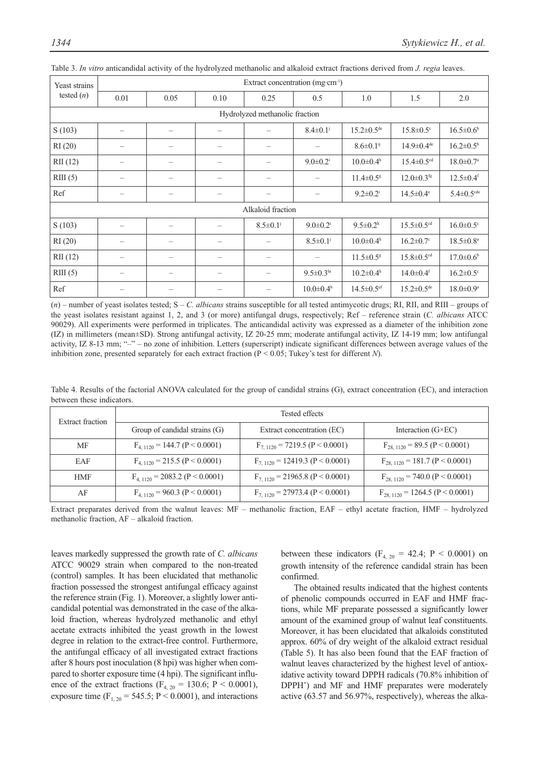Table 3. *In vitro* anticandidal activity of the hydrolyzed methanolic and alkaloid extract fractions derived from *J. regia* leaves.

| Yeast strains tested (*n*) | Extract concentration (mg·cm⁻³) | | | | | | | |
|---|---|---|---|---|---|---|---|---|
| | 0.01 | 0.05 | 0.10 | 0.25 | 0.5 | 1.0 | 1.5 | 2.0 |
| Hydrolyzed methanolic fraction | | | | | | | | |
| S (103) | – | – | – | – | $8.4±0.1^{j}$ | $15.2±0.5^{de}$ | $15.8±0.5^{c}$ | $16.5±0.6^{b}$ |
| RI (20) | – | – | – | – | – | $8.6±0.1^{ij}$ | $14.9±0.4^{de}$ | $16.2±0.5^{b}$ |
| RII (12) | – | – | – | – | $9.0±0.2^{i}$ | $10.0±0.4^{h}$ | $15.4±0.5^{cd}$ | $18.0±0.7^{a}$ |
| RIII (5) | – | – | – | – | – | $11.4±0.5^{g}$ | $12.0±0.3^{fg}$ | $12.5±0.4^{f}$ |
| Ref | – | – | – | – | – | $9.2±0.2^{i}$ | $14.5±0.4^{e}$ | $5.4±0.5^{cde}$ |
| Alkaloid fraction | | | | | | | | |
| S (103) | – | – | – | $8.5±0.1^{j}$ | $9.0±0.2^{i}$ | $9.5±0.2^{h}$ | $15.5±0.5^{cd}$ | $16.0±0.5^{c}$ |
| RI (20) | – | – | – | – | $8.5±0.1^{j}$ | $10.0±0.4^{h}$ | $16.2±0.7^{c}$ | $18.5±0.8^{a}$ |
| RII (12) | – | – | – | – | – | $11.5±0.5^{g}$ | $15.8±0.5^{cd}$ | $17.0±0.6^{b}$ |
| RIII (5) | – | – | – | – | $9.5±0.3^{hi}$ | $10.2±0.4^{h}$ | $14.0±0.4^{f}$ | $16.2±0.5^{c}$ |
| Ref | – | – | – | – | $10.0±0.4^{h}$ | $14.5±0.5^{ef}$ | $15.2±0.5^{de}$ | $18.0±0.9^{a}$ |

(*n*) – number of yeast isolates tested; S – *C. albicans* strains susceptible for all tested antimycotic drugs; RI, RII, and RIII – groups of the yeast isolates resistant against 1, 2, and 3 (or more) antifungal drugs, respectively; Ref – reference strain (*C. albicans* ATCC 90029). All experiments were performed in triplicates. The anticandidal activity was expressed as a diameter of the inhibition zone (IZ) in millimeters (mean±SD). Strong antifungal activity, IZ 20-25 mm; moderate antifungal activity, IZ 14-19 mm; low antifungal activity, IZ 8-13 mm; "–" – no zone of inhibition. Letters (superscript) indicate significant differences between average values of the inhibition zone, presented separately for each extract fraction ($P < 0.05$; Tukey's test for different *N*).

Table 4. Results of the factorial ANOVA calculated for the group of candidal strains (G), extract concentration (EC), and interaction between these indicators.

| Extract fraction | Tested effects | | |
|---|---|---|---|
| | Group of candidal strains (G) | Extract concentration (EC) | Interaction (G×EC) |
| MF | $F_{4,\,1120} = 144.7$ ($P < 0.0001$) | $F_{7,\,1120} = 7219.5$ ($P < 0.0001$) | $F_{28,\,1120} = 89.5$ ($P < 0.0001$) |
| EAF | $F_{4,\,1120} = 215.5$ ($P < 0.0001$) | $F_{7,\,1120} = 12419.3$ ($P < 0.0001$) | $F_{28,\,1120} = 181.7$ ($P < 0.0001$) |
| HMF | $F_{4,\,1120} = 2083.2$ ($P < 0.0001$) | $F_{7,\,1120} = 21965.8$ ($P < 0.0001$) | $F_{28,\,1120} = 740.0$ ($P < 0.0001$) |
| AF | $F_{4,\,1120} = 960.3$ ($P < 0.0001$) | $F_{7,\,1120} = 27973.4$ ($P < 0.0001$) | $F_{28,\,1120} = 1264.5$ ($P < 0.0001$) |

Extract preparates derived from the walnut leaves: MF – methanolic fraction, EAF – ethyl acetate fraction, HMF – hydrolyzed methanolic fraction, AF – alkaloid fraction.

leaves markedly suppressed the growth rate of *C. albicans* ATCC 90029 strain when compared to the non-treated (control) samples. It has been elucidated that methanolic fraction possessed the strongest antifungal efficacy against the reference strain (Fig. 1). Moreover, a slightly lower anticandidal potential was demonstrated in the case of the alkaloid fraction, whereas hydrolyzed methanolic and ethyl acetate extracts inhibited the yeast growth in the lowest degree in relation to the extract-free control. Furthermore, the antifungal efficacy of all investigated extract fractions after 8 hours post inoculation (8 hpi) was higher when compared to shorter exposure time (4 hpi). The significant influence of the extract fractions ($F_{4,\,20} = 130.6$; $P < 0.0001$), exposure time ($F_{1,\,20} = 545.5$; $P < 0.0001$), and interactions between these indicators ($F_{4,\,20} = 42.4$; $P < 0.0001$) on growth intensity of the reference candidal strain has been confirmed.

The obtained results indicated that the highest contents of phenolic compounds occurred in EAF and HMF fractions, while MF preparate possessed a significantly lower amount of the examined group of walnut leaf constituents. Moreover, it has been elucidated that alkaloids constituted approx. 60% of dry weight of the alkaloid extract residual (Table 5). It has also been found that the EAF fraction of walnut leaves characterized by the highest level of antioxidative activity toward DPPH radicals (70.8% inhibition of DPPH˙) and MF and HMF preparates were moderately active (63.57 and 56.97%, respectively), whereas the alka-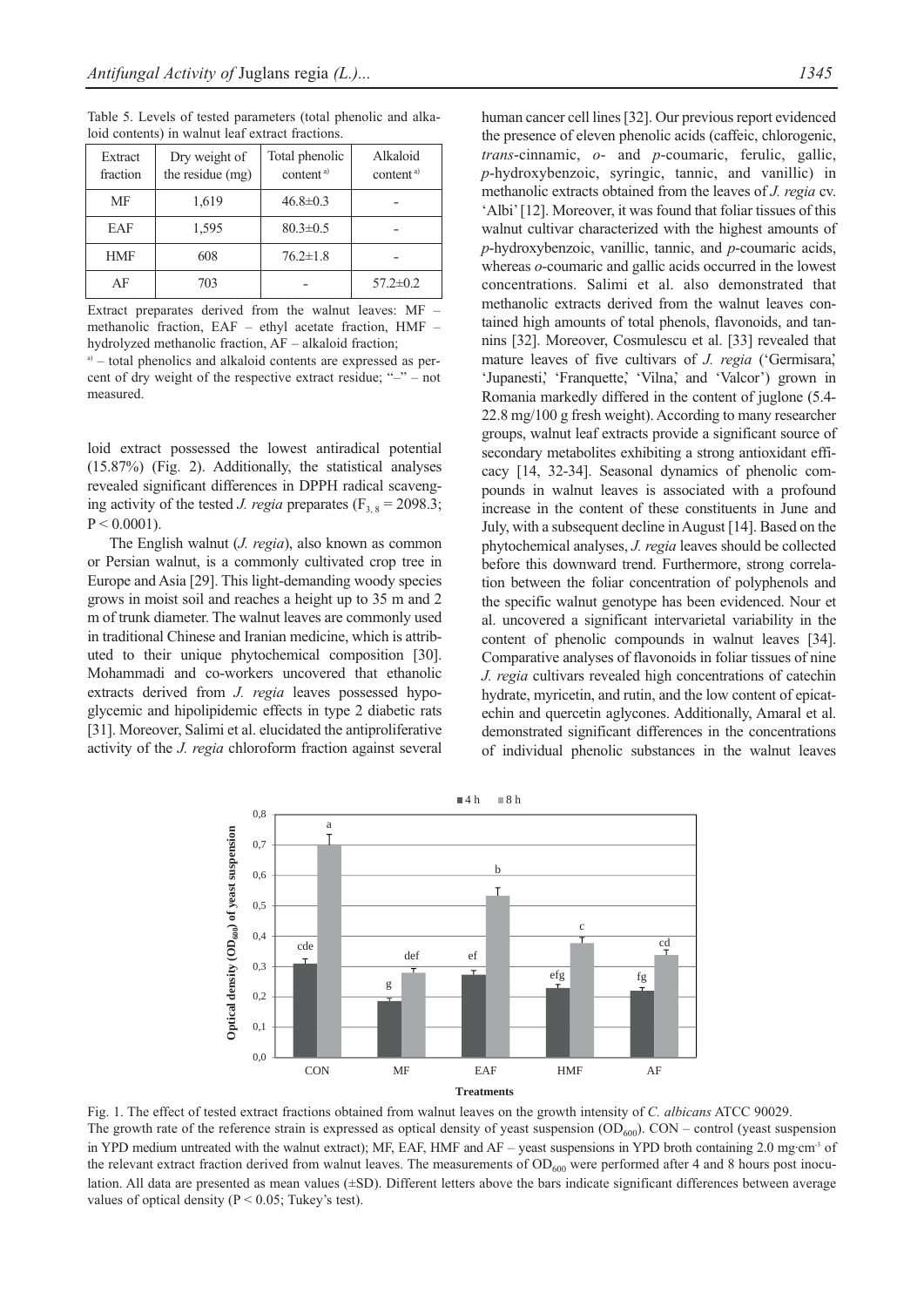Table 5. Levels of tested parameters (total phenolic and alkaloid contents) in walnut leaf extract fractions.

| Extract fraction | Dry weight of the residue (mg) | Total phenolic content [a] | Alkaloid content [a] |
|---|---|---|---|
| MF | 1,619 | 46.8±0.3 | - |
| EAF | 1,595 | 80.3±0.5 | - |
| HMF | 608 | 76.2±1.8 | - |
| AF | 703 | - | 57.2±0.2 |

Extract preparates derived from the walnut leaves: MF – methanolic fraction, EAF – ethyl acetate fraction, HMF – hydrolyzed methanolic fraction, AF – alkaloid fraction;

[a] – total phenolics and alkaloid contents are expressed as percent of dry weight of the respective extract residue; "–" – not measured.

loid extract possessed the lowest antiradical potential (15.87%) (Fig. 2). Additionally, the statistical analyses revealed significant differences in DPPH radical scavenging activity of the tested *J. regia* preparates ($F_{3, 8} = 2098.3$; $P < 0.0001$).

The English walnut (*J. regia*), also known as common or Persian walnut, is a commonly cultivated crop tree in Europe and Asia [29]. This light-demanding woody species grows in moist soil and reaches a height up to 35 m and 2 m of trunk diameter. The walnut leaves are commonly used in traditional Chinese and Iranian medicine, which is attributed to their unique phytochemical composition [30]. Mohammadi and co-workers uncovered that ethanolic extracts derived from *J. regia* leaves possessed hypoglycemic and hipolipidemic effects in type 2 diabetic rats [31]. Moreover, Salimi et al. elucidated the antiproliferative activity of the *J. regia* chloroform fraction against several human cancer cell lines [32]. Our previous report evidenced the presence of eleven phenolic acids (caffeic, chlorogenic, *trans*-cinnamic, *o*- and *p*-coumaric, ferulic, gallic, *p*-hydroxybenzoic, syringic, tannic, and vanillic) in methanolic extracts obtained from the leaves of *J. regia* cv. 'Albi' [12]. Moreover, it was found that foliar tissues of this walnut cultivar characterized with the highest amounts of *p*-hydroxybenzoic, vanillic, tannic, and *p*-coumaric acids, whereas *o*-coumaric and gallic acids occurred in the lowest concentrations. Salimi et al. also demonstrated that methanolic extracts derived from the walnut leaves contained high amounts of total phenols, flavonoids, and tannins [32]. Moreover, Cosmulescu et al. [33] revealed that mature leaves of five cultivars of *J. regia* ('Germisara', 'Jupanesti', 'Franquette', 'Vilna', and 'Valcor') grown in Romania markedly differed in the content of juglone (5.4-22.8 mg/100 g fresh weight). According to many researcher groups, walnut leaf extracts provide a significant source of secondary metabolites exhibiting a strong antioxidant efficacy [14, 32-34]. Seasonal dynamics of phenolic compounds in walnut leaves is associated with a profound increase in the content of these constituents in June and July, with a subsequent decline in August [14]. Based on the phytochemical analyses, *J. regia* leaves should be collected before this downward trend. Furthermore, strong correlation between the foliar concentration of polyphenols and the specific walnut genotype has been evidenced. Nour et al. uncovered a significant intervarietal variability in the content of phenolic compounds in walnut leaves [34]. Comparative analyses of flavonoids in foliar tissues of nine *J. regia* cultivars revealed high concentrations of catechin hydrate, myricetin, and rutin, and the low content of epicatechin and quercetin aglycones. Additionally, Amaral et al. demonstrated significant differences in the concentrations of individual phenolic substances in the walnut leaves

Fig. 1. The effect of tested extract fractions obtained from walnut leaves on the growth intensity of *C. albicans* ATCC 90029.
The growth rate of the reference strain is expressed as optical density of yeast suspension ($OD_{600}$). CON – control (yeast suspension in YPD medium untreated with the walnut extract); MF, EAF, HMF and AF – yeast suspensions in YPD broth containing 2.0 mg·cm$^{-3}$ of the relevant extract fraction derived from walnut leaves. The measurements of $OD_{600}$ were performed after 4 and 8 hours post inoculation. All data are presented as mean values (±SD). Different letters above the bars indicate significant differences between average values of optical density ($P < 0.05$; Tukey's test).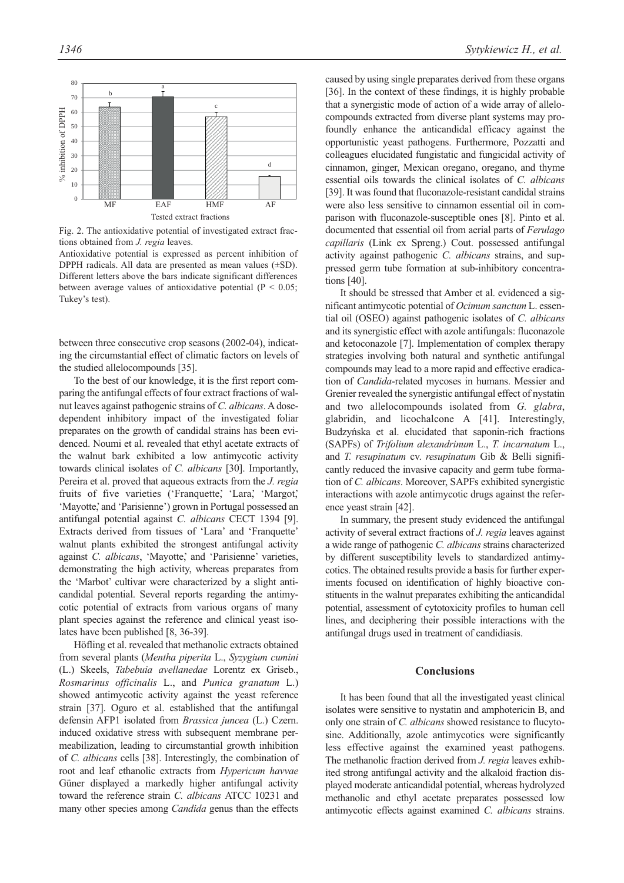80
70
60
50
40
30
20
10
0

% inhibition of DPPH

b
a
c
d

MF
EAF
HMF
AF

Tested extract fractions

Fig. 2. The antioxidative potential of investigated extract fractions obtained from *J. regia* leaves.
Antioxidative potential is expressed as percent inhibition of DPPH radicals. All data are presented as mean values (±SD). Different letters above the bars indicate significant differences between average values of antioxidative potential ($P < 0.05$; Tukey's test).

between three consecutive crop seasons (2002-04), indicating the circumstantial effect of climatic factors on levels of the studied allelocompounds [35].

To the best of our knowledge, it is the first report comparing the antifungal effects of four extract fractions of walnut leaves against pathogenic strains of *C. albicans*. A dose-dependent inhibitory impact of the investigated foliar preparates on the growth of candidal strains has been evidenced. Noumi et al. revealed that ethyl acetate extracts of the walnut bark exhibited a low antimycotic activity towards clinical isolates of *C. albicans* [30]. Importantly, Pereira et al. proved that aqueous extracts from the *J. regia* fruits of five varieties ('Franquette,' 'Lara,' 'Margot,' 'Mayotte,' and 'Parisienne') grown in Portugal possessed an antifungal potential against *C. albicans* CECT 1394 [9]. Extracts derived from tissues of 'Lara' and 'Franquette' walnut plants exhibited the strongest antifungal activity against *C. albicans*, 'Mayotte,' and 'Parisienne' varieties, demonstrating the high activity, whereas preparates from the 'Marbot' cultivar were characterized by a slight anticandidal potential. Several reports regarding the antimycotic potential of extracts from various organs of many plant species against the reference and clinical yeast isolates have been published [8, 36-39].

Höfling et al. revealed that methanolic extracts obtained from several plants (*Mentha piperita* L., *Syzygium cumini* (L.) Skeels, *Tabebuia avellanedae* Lorentz ex Griseb., *Rosmarinus officinalis* L., and *Punica granatum* L.) showed antimycotic activity against the yeast reference strain [37]. Oguro et al. established that the antifungal defensin AFP1 isolated from *Brassica juncea* (L.) Czern. induced oxidative stress with subsequent membrane permeabilization, leading to circumstantial growth inhibition of *C. albicans* cells [38]. Interestingly, the combination of root and leaf ethanolic extracts from *Hypericum havvae* Güner displayed a markedly higher antifungal activity toward the reference strain *C. albicans* ATCC 10231 and many other species among *Candida* genus than the effects caused by using single preparates derived from these organs [36]. In the context of these findings, it is highly probable that a synergistic mode of action of a wide array of allelocompounds extracted from diverse plant systems may profoundly enhance the anticandidal efficacy against the opportunistic yeast pathogens. Furthermore, Pozzatti and colleagues elucidated fungistatic and fungicidal activity of cinnamon, ginger, Mexican oregano, oregano, and thyme essential oils towards the clinical isolates of *C. albicans* [39]. It was found that fluconazole-resistant candidal strains were also less sensitive to cinnamon essential oil in comparison with fluconazole-susceptible ones [8]. Pinto et al. documented that essential oil from aerial parts of *Ferulago capillaris* (Link ex Spreng.) Cout. possessed antifungal activity against pathogenic *C. albicans* strains, and suppressed germ tube formation at sub-inhibitory concentrations [40].

It should be stressed that Amber et al. evidenced a significant antimycotic potential of *Ocimum sanctum* L. essential oil (OSEO) against pathogenic isolates of *C. albicans* and its synergistic effect with azole antifungals: fluconazole and ketoconazole [7]. Implementation of complex therapy strategies involving both natural and synthetic antifungal compounds may lead to a more rapid and effective eradication of *Candida*-related mycoses in humans. Messier and Grenier revealed the synergistic antifungal effect of nystatin and two allelocompounds isolated from *G. glabra*, glabridin, and licochalcone A [41]. Interestingly, Budzyńska et al. elucidated that saponin-rich fractions (SAPFs) of *Trifolium alexandrinum* L., *T. incarnatum* L., and *T. resupinatum* cv. *resupinatum* Gib & Belli significantly reduced the invasive capacity and germ tube formation of *C. albicans*. Moreover, SAPFs exhibited synergistic interactions with azole antimycotic drugs against the reference yeast strain [42].

In summary, the present study evidenced the antifungal activity of several extract fractions of *J. regia* leaves against a wide range of pathogenic *C. albicans* strains characterized by different susceptibility levels to standardized antimycotics. The obtained results provide a basis for further experiments focused on identification of highly bioactive constituents in the walnut preparates exhibiting the anticandidal potential, assessment of cytotoxicity profiles to human cell lines, and deciphering their possible interactions with the antifungal drugs used in treatment of candidiasis.

## Conclusions

It has been found that all the investigated yeast clinical isolates were sensitive to nystatin and amphotericin B, and only one strain of *C. albicans* showed resistance to flucytosine. Additionally, azole antimycotics were significantly less effective against the examined yeast pathogens. The methanolic fraction derived from *J. regia* leaves exhibited strong antifungal activity and the alkaloid fraction displayed moderate anticandidal potential, whereas hydrolyzed methanolic and ethyl acetate preparates possessed low antimycotic effects against examined *C. albicans* strains.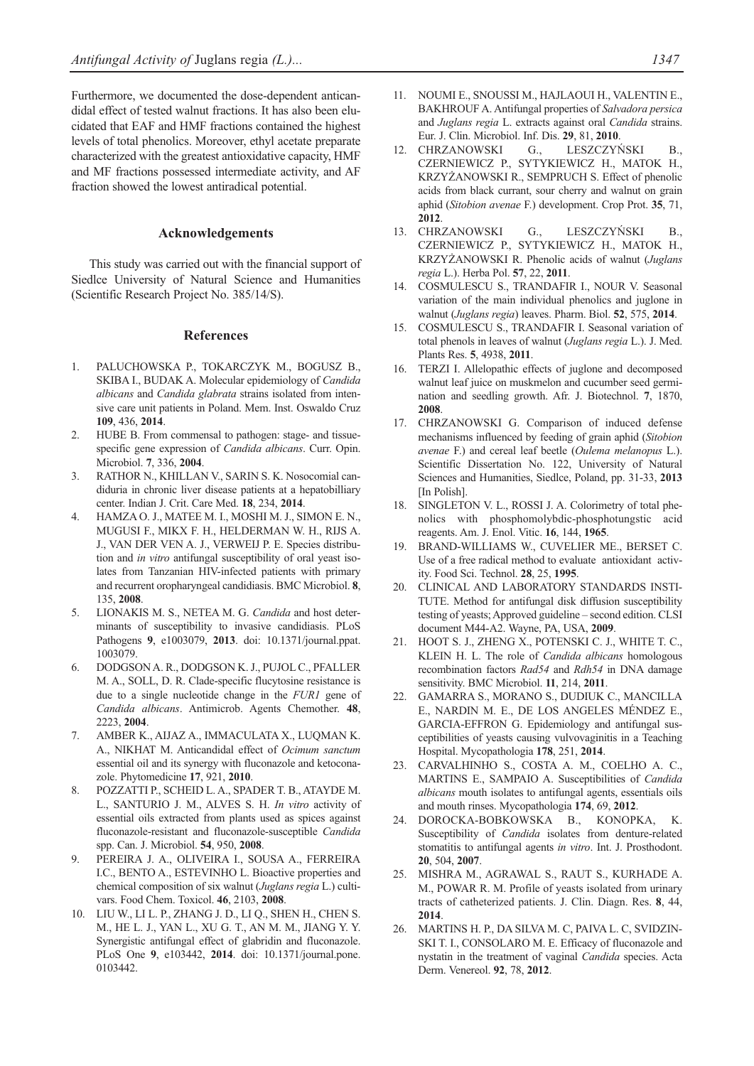Furthermore, we documented the dose-dependent anticandidal effect of tested walnut fractions. It has also been elucidated that EAF and HMF fractions contained the highest levels of total phenolics. Moreover, ethyl acetate preparate characterized with the greatest antioxidative capacity, HMF and MF fractions possessed intermediate activity, and AF fraction showed the lowest antiradical potential.

## Acknowledgements

This study was carried out with the financial support of Siedlce University of Natural Science and Humanities (Scientific Research Project No. 385/14/S).

## References

1. PALUCHOWSKA P., TOKARCZYK M., BOGUSZ B., SKIBA I., BUDAK A. Molecular epidemiology of *Candida albicans* and *Candida glabrata* strains isolated from intensive care unit patients in Poland. Mem. Inst. Oswaldo Cruz **109**, 436, **2014**.
2. HUBE B. From commensal to pathogen: stage- and tissue-specific gene expression of *Candida albicans*. Curr. Opin. Microbiol. **7**, 336, **2004**.
3. RATHOR N., KHILLAN V., SARIN S. K. Nosocomial candiduria in chronic liver disease patients at a hepatobilliary center. Indian J. Crit. Care Med. **18**, 234, **2014**.
4. HAMZA O. J., MATEE M. I., MOSHI M. J., SIMON E. N., MUGUSI F., MIKX F. H., HELDERMAN W. H., RIJS A. J., VAN DER VEN A. J., VERWEIJ P. E. Species distribution and *in vitro* antifungal susceptibility of oral yeast isolates from Tanzanian HIV-infected patients with primary and recurrent oropharyngeal candidiasis. BMC Microbiol. **8**, 135, **2008**.
5. LIONAKIS M. S., NETEA M. G. *Candida* and host determinants of susceptibility to invasive candidiasis. PLoS Pathogens **9**, e1003079, **2013**. doi: 10.1371/journal.ppat.1003079.
6. DODGSON A. R., DODGSON K. J., PUJOL C., PFALLER M. A., SOLL, D. R. Clade-specific flucytosine resistance is due to a single nucleotide change in the *FUR1* gene of *Candida albicans*. Antimicrob. Agents Chemother. **48**, 2223, **2004**.
7. AMBER K., AIJAZ A., IMMACULATA X., LUQMAN K. A., NIKHAT M. Anticandidal effect of *Ocimum sanctum* essential oil and its synergy with fluconazole and ketoconazole. Phytomedicine **17**, 921, **2010**.
8. POZZATTI P., SCHEID L. A., SPADER T. B., ATAYDE M. L., SANTURIO J. M., ALVES S. H. *In vitro* activity of essential oils extracted from plants used as spices against fluconazole-resistant and fluconazole-susceptible *Candida* spp. Can. J. Microbiol. **54**, 950, **2008**.
9. PEREIRA J. A., OLIVEIRA I., SOUSA A., FERREIRA I.C., BENTO A., ESTEVINHO L. Bioactive properties and chemical composition of six walnut (*Juglans regia* L.) cultivars. Food Chem. Toxicol. **46**, 2103, **2008**.
10. LIU W., LI L. P., ZHANG J. D., LI Q., SHEN H., CHEN S. M., HE L. J., YAN L., XU G. T., AN M. M., JIANG Y. Y. Synergistic antifungal effect of glabridin and fluconazole. PLoS One **9**, e103442, **2014**. doi: 10.1371/journal.pone.0103442.
11. NOUMI E., SNOUSSI M., HAJLAOUI H., VALENTIN E., BAKHROUF A. Antifungal properties of *Salvadora persica* and *Juglans regia* L. extracts against oral *Candida* strains. Eur. J. Clin. Microbiol. Inf. Dis. **29**, 81, **2010**.
12. CHRZANOWSKI G., LESZCZYŃSKI B., CZERNIEWICZ P., SYTYKIEWICZ H., MATOK H., KRZYŻANOWSKI R., SEMPRUCH S. Effect of phenolic acids from black currant, sour cherry and walnut on grain aphid (*Sitobion avenae* F.) development. Crop Prot. **35**, 71, **2012**.
13. CHRZANOWSKI G., LESZCZYŃSKI B., CZERNIEWICZ P., SYTYKIEWICZ H., MATOK H., KRZYŻANOWSKI R. Phenolic acids of walnut (*Juglans regia* L.). Herba Pol. **57**, 22, **2011**.
14. COSMULESCU S., TRANDAFIR I., NOUR V. Seasonal variation of the main individual phenolics and juglone in walnut (*Juglans regia*) leaves. Pharm. Biol. **52**, 575, **2014**.
15. COSMULESCU S., TRANDAFIR I. Seasonal variation of total phenols in leaves of walnut (*Juglans regia* L.). J. Med. Plants Res. **5**, 4938, **2011**.
16. TERZI I. Allelopathic effects of juglone and decomposed walnut leaf juice on muskmelon and cucumber seed germination and seedling growth. Afr. J. Biotechnol. **7**, 1870, **2008**.
17. CHRZANOWSKI G. Comparison of induced defense mechanisms influenced by feeding of grain aphid (*Sitobion avenae* F.) and cereal leaf beetle (*Oulema melanopus* L.). Scientific Dissertation No. 122, University of Natural Sciences and Humanities, Siedlce, Poland, pp. 31-33, **2013** [In Polish].
18. SINGLETON V. L., ROSSI J. A. Colorimetry of total phenolics with phosphomolybdic-phosphotungstic acid reagents. Am. J. Enol. Vitic. **16**, 144, **1965**.
19. BRAND-WILLIAMS W., CUVELIER ME., BERSET C. Use of a free radical method to evaluate antioxidant activity. Food Sci. Technol. **28**, 25, **1995**.
20. CLINICAL AND LABORATORY STANDARDS INSTITUTE. Method for antifungal disk diffusion susceptibility testing of yeasts; Approved guideline – second edition. CLSI document M44-A2. Wayne, PA, USA, **2009**.
21. HOOT S. J., ZHENG X., POTENSKI C. J., WHITE T. C., KLEIN H. L. The role of *Candida albicans* homologous recombination factors *Rad54* and *Rdh54* in DNA damage sensitivity. BMC Microbiol. **11**, 214, **2011**.
22. GAMARRA S., MORANO S., DUDIUK C., MANCILLA E., NARDIN M. E., DE LOS ANGELES MÉNDEZ E., GARCIA-EFFRON G. Epidemiology and antifungal susceptibilities of yeasts causing vulvovaginitis in a Teaching Hospital. Mycopathologia **178**, 251, **2014**.
23. CARVALHINHO S., COSTA A. M., COELHO A. C., MARTINS E., SAMPAIO A. Susceptibilities of *Candida albicans* mouth isolates to antifungal agents, essentials oils and mouth rinses. Mycopathologia **174**, 69, **2012**.
24. DOROCKA-BOBKOWSKA B., KONOPKA, K. Susceptibility of *Candida* isolates from denture-related stomatitis to antifungal agents *in vitro*. Int. J. Prosthodont. **20**, 504, **2007**.
25. MISHRA M., AGRAWAL S., RAUT S., KURHADE A. M., POWAR R. M. Profile of yeasts isolated from urinary tracts of catheterized patients. J. Clin. Diagn. Res. **8**, 44, **2014**.
26. MARTINS H. P., DA SILVA M. C, PAIVA L. C, SVIDZINSKI T. I., CONSOLARO M. E. Efficacy of fluconazole and nystatin in the treatment of vaginal *Candida* species. Acta Derm. Venereol. **92**, 78, **2012**.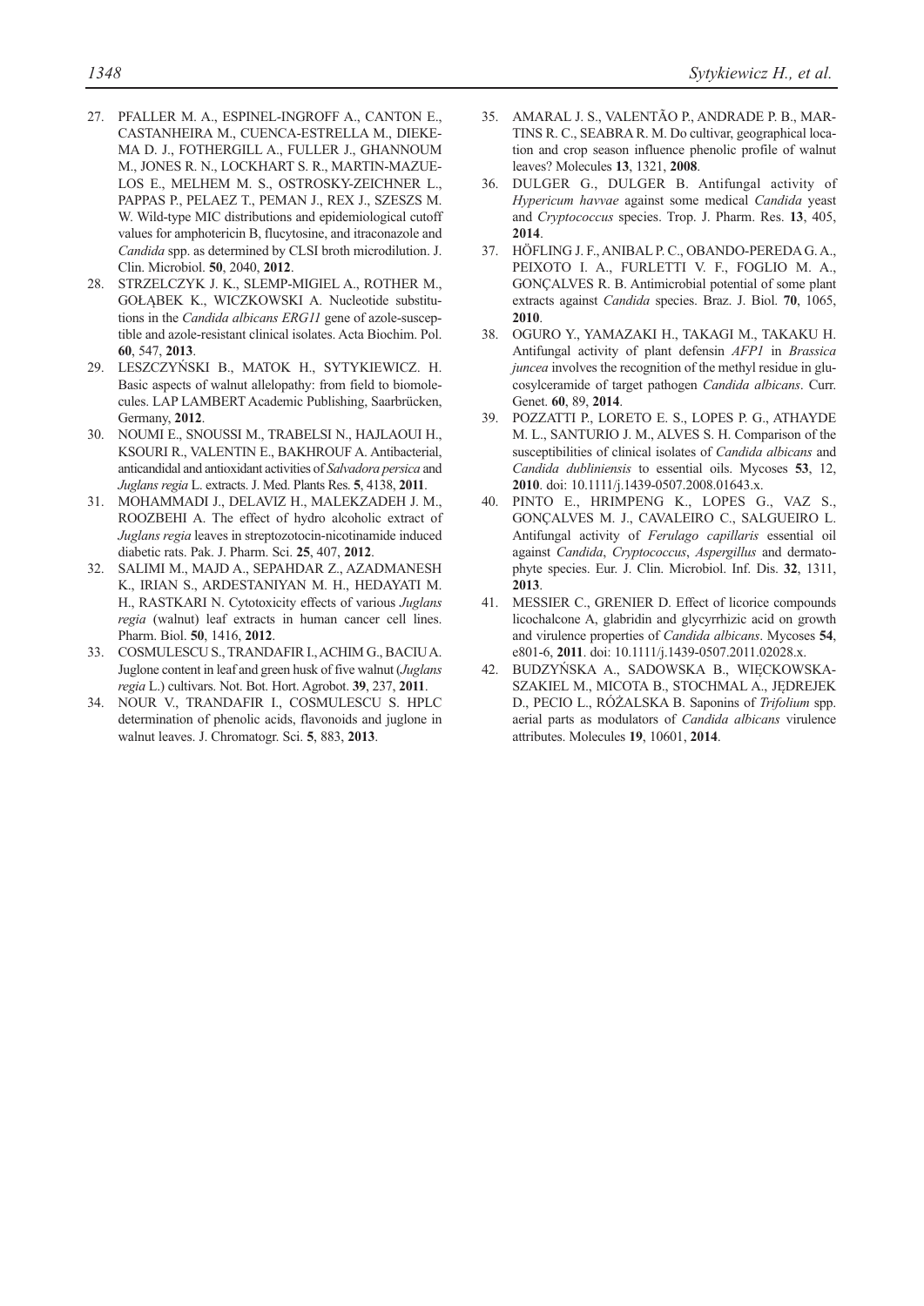27. PFALLER M. A., ESPINEL-INGROFF A., CANTON E., CASTANHEIRA M., CUENCA-ESTRELLA M., DIEKEMA D. J., FOTHERGILL A., FULLER J., GHANNOUM M., JONES R. N., LOCKHART S. R., MARTIN-MAZUELOS E., MELHEM M. S., OSTROSKY-ZEICHNER L., PAPPAS P., PELAEZ T., PEMAN J., REX J., SZESZS M. W. Wild-type MIC distributions and epidemiological cutoff values for amphotericin B, flucytosine, and itraconazole and *Candida* spp. as determined by CLSI broth microdilution. J. Clin. Microbiol. **50**, 2040, **2012**.
28. STRZELCZYK J. K., SLEMP-MIGIEL A., ROTHER M., GOŁĄBEK K., WICZKOWSKI A. Nucleotide substitutions in the *Candida albicans ERG11* gene of azole-susceptible and azole-resistant clinical isolates. Acta Biochim. Pol. **60**, 547, **2013**.
29. LESZCZYŃSKI B., MATOK H., SYTYKIEWICZ. H. Basic aspects of walnut allelopathy: from field to biomolecules. LAP LAMBERT Academic Publishing, Saarbrücken, Germany, **2012**.
30. NOUMI E., SNOUSSI M., TRABELSI N., HAJLAOUI H., KSOURI R., VALENTIN E., BAKHROUF A. Antibacterial, anticandidal and antioxidant activities of *Salvadora persica* and *Juglans regia* L. extracts. J. Med. Plants Res. **5**, 4138, **2011**.
31. MOHAMMADI J., DELAVIZ H., MALEKZADEH J. M., ROOZBEHI A. The effect of hydro alcoholic extract of *Juglans regia* leaves in streptozotocin-nicotinamide induced diabetic rats. Pak. J. Pharm. Sci. **25**, 407, **2012**.
32. SALIMI M., MAJD A., SEPAHDAR Z., AZADMANESH K., IRIAN S., ARDESTANIYAN M. H., HEDAYATI M. H., RASTKARI N. Cytotoxicity effects of various *Juglans regia* (walnut) leaf extracts in human cancer cell lines. Pharm. Biol. **50**, 1416, **2012**.
33. COSMULESCU S., TRANDAFIR I., ACHIM G., BACIU A. Juglone content in leaf and green husk of five walnut (*Juglans regia* L.) cultivars. Not. Bot. Hort. Agrobot. **39**, 237, **2011**.
34. NOUR V., TRANDAFIR I., COSMULESCU S. HPLC determination of phenolic acids, flavonoids and juglone in walnut leaves. J. Chromatogr. Sci. **5**, 883, **2013**.
35. AMARAL J. S., VALENTÃO P., ANDRADE P. B., MARTINS R. C., SEABRA R. M. Do cultivar, geographical location and crop season influence phenolic profile of walnut leaves? Molecules **13**, 1321, **2008**.
36. DULGER G., DULGER B. Antifungal activity of *Hypericum havvae* against some medical *Candida* yeast and *Cryptococcus* species. Trop. J. Pharm. Res. **13**, 405, **2014**.
37. HÖFLING J. F., ANIBAL P. C., OBANDO-PEREDA G. A., PEIXOTO I. A., FURLETTI V. F., FOGLIO M. A., GONÇALVES R. B. Antimicrobial potential of some plant extracts against *Candida* species. Braz. J. Biol. **70**, 1065, **2010**.
38. OGURO Y., YAMAZAKI H., TAKAGI M., TAKAKU H. Antifungal activity of plant defensin *AFP1* in *Brassica juncea* involves the recognition of the methyl residue in glucosylceramide of target pathogen *Candida albicans*. Curr. Genet. **60**, 89, **2014**.
39. POZZATTI P., LORETO E. S., LOPES P. G., ATHAYDE M. L., SANTURIO J. M., ALVES S. H. Comparison of the susceptibilities of clinical isolates of *Candida albicans* and *Candida dubliniensis* to essential oils. Mycoses **53**, 12, **2010**. doi: 10.1111/j.1439-0507.2008.01643.x.
40. PINTO E., HRIMPENG K., LOPES G., VAZ S., GONÇALVES M. J., CAVALEIRO C., SALGUEIRO L. Antifungal activity of *Ferulago capillaris* essential oil against *Candida*, *Cryptococcus*, *Aspergillus* and dermatophyte species. Eur. J. Clin. Microbiol. Inf. Dis. **32**, 1311, **2013**.
41. MESSIER C., GRENIER D. Effect of licorice compounds licochalcone A, glabridin and glycyrrhizic acid on growth and virulence properties of *Candida albicans*. Mycoses **54**, e801-6, **2011**. doi: 10.1111/j.1439-0507.2011.02028.x.
42. BUDZYŃSKA A., SADOWSKA B., WIĘCKOWSKA-SZAKIEL M., MICOTA B., STOCHMAL A., JĘDREJEK D., PECIO L., RÓŻALSKA B. Saponins of *Trifolium* spp. aerial parts as modulators of *Candida albicans* virulence attributes. Molecules **19**, 10601, **2014**.